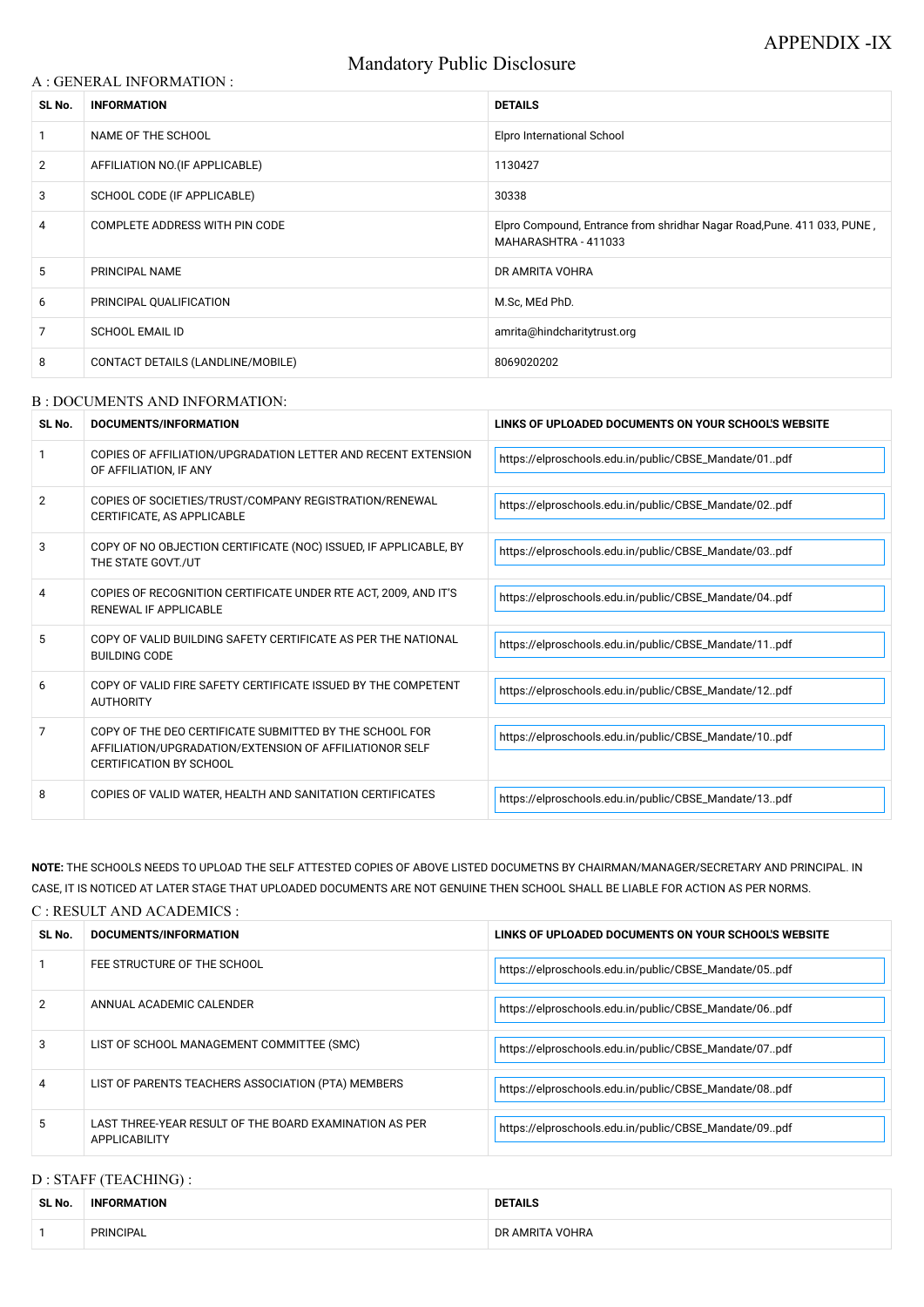APPENDIX -IX

# Mandatory Public Disclosure

## A : GENERAL INFORMATION :

| SL No. | INFORMATION | DETAILS |
|---|---|---|
| 1 | NAME OF THE SCHOOL | Elpro International School |
| 2 | AFFILIATION NO.(IF APPLICABLE) | 1130427 |
| 3 | SCHOOL CODE (IF APPLICABLE) | 30338 |
| 4 | COMPLETE ADDRESS WITH PIN CODE | Elpro Compound, Entrance from shridhar Nagar Road,Pune. 411 033, PUNE , MAHARASHTRA - 411033 |
| 5 | PRINCIPAL NAME | DR AMRITA VOHRA |
| 6 | PRINCIPAL QUALIFICATION | M.Sc, MEd PhD. |
| 7 | SCHOOL EMAIL ID | amrita@hindcharitytrust.org |
| 8 | CONTACT DETAILS (LANDLINE/MOBILE) | 8069020202 |

## B : DOCUMENTS AND INFORMATION:

| SL No. | DOCUMENTS/INFORMATION | LINKS OF UPLOADED DOCUMENTS ON YOUR SCHOOL'S WEBSITE |
|---|---|---|
| 1 | COPIES OF AFFILIATION/UPGRADATION LETTER AND RECENT EXTENSION OF AFFILIATION, IF ANY | https://elproschools.edu.in/public/CBSE_Mandate/01..pdf |
| 2 | COPIES OF SOCIETIES/TRUST/COMPANY REGISTRATION/RENEWAL CERTIFICATE, AS APPLICABLE | https://elproschools.edu.in/public/CBSE_Mandate/02..pdf |
| 3 | COPY OF NO OBJECTION CERTIFICATE (NOC) ISSUED, IF APPLICABLE, BY THE STATE GOVT./UT | https://elproschools.edu.in/public/CBSE_Mandate/03..pdf |
| 4 | COPIES OF RECOGNITION CERTIFICATE UNDER RTE ACT, 2009, AND IT'S RENEWAL IF APPLICABLE | https://elproschools.edu.in/public/CBSE_Mandate/04..pdf |
| 5 | COPY OF VALID BUILDING SAFETY CERTIFICATE AS PER THE NATIONAL BUILDING CODE | https://elproschools.edu.in/public/CBSE_Mandate/11..pdf |
| 6 | COPY OF VALID FIRE SAFETY CERTIFICATE ISSUED BY THE COMPETENT AUTHORITY | https://elproschools.edu.in/public/CBSE_Mandate/12..pdf |
| 7 | COPY OF THE DEO CERTIFICATE SUBMITTED BY THE SCHOOL FOR AFFILIATION/UPGRADATION/EXTENSION OF AFFILIATIONOR SELF CERTIFICATION BY SCHOOL | https://elproschools.edu.in/public/CBSE_Mandate/10..pdf |
| 8 | COPIES OF VALID WATER, HEALTH AND SANITATION CERTIFICATES | https://elproschools.edu.in/public/CBSE_Mandate/13..pdf |

**NOTE:** THE SCHOOLS NEEDS TO UPLOAD THE SELF ATTESTED COPIES OF ABOVE LISTED DOCUMETNS BY CHAIRMAN/MANAGER/SECRETARY AND PRINCIPAL. IN CASE, IT IS NOTICED AT LATER STAGE THAT UPLOADED DOCUMENTS ARE NOT GENUINE THEN SCHOOL SHALL BE LIABLE FOR ACTION AS PER NORMS.

## C : RESULT AND ACADEMICS :

| SL No. | DOCUMENTS/INFORMATION | LINKS OF UPLOADED DOCUMENTS ON YOUR SCHOOL'S WEBSITE |
|---|---|---|
| 1 | FEE STRUCTURE OF THE SCHOOL | https://elproschools.edu.in/public/CBSE_Mandate/05..pdf |
| 2 | ANNUAL ACADEMIC CALENDER | https://elproschools.edu.in/public/CBSE_Mandate/06..pdf |
| 3 | LIST OF SCHOOL MANAGEMENT COMMITTEE (SMC) | https://elproschools.edu.in/public/CBSE_Mandate/07..pdf |
| 4 | LIST OF PARENTS TEACHERS ASSOCIATION (PTA) MEMBERS | https://elproschools.edu.in/public/CBSE_Mandate/08..pdf |
| 5 | LAST THREE-YEAR RESULT OF THE BOARD EXAMINATION AS PER APPLICABILITY | https://elproschools.edu.in/public/CBSE_Mandate/09..pdf |

## D : STAFF (TEACHING) :

| SL No. | INFORMATION | DETAILS |
|---|---|---|
| 1 | PRINCIPAL | DR AMRITA VOHRA |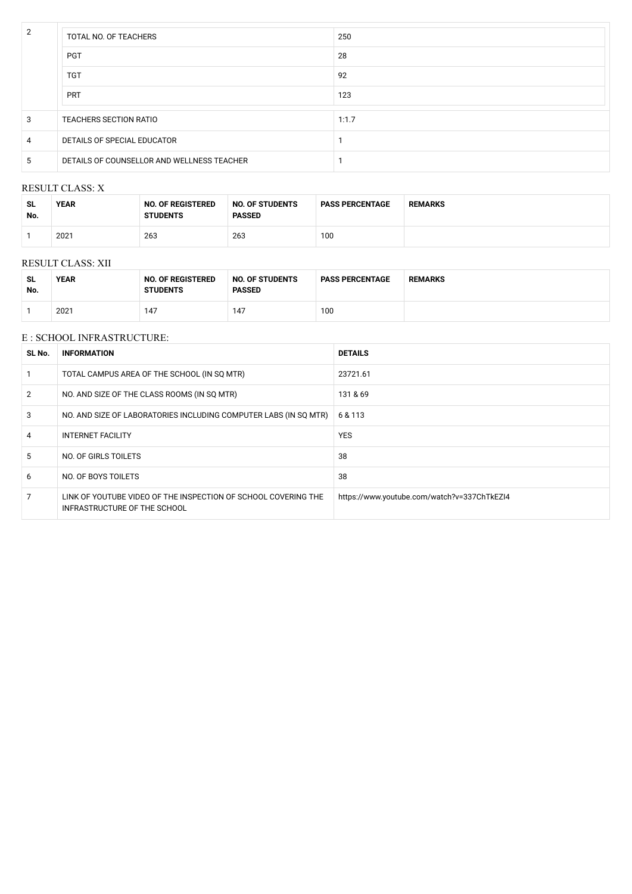| | | |
|---|---|---|
| 2 | TOTAL NO. OF TEACHERS | 250 |
| | PGT | 28 |
| | TGT | 92 |
| | PRT | 123 |
| 3 | TEACHERS SECTION RATIO | 1:1.7 |
| 4 | DETAILS OF SPECIAL EDUCATOR | 1 |
| 5 | DETAILS OF COUNSELLOR AND WELLNESS TEACHER | 1 |

## RESULT CLASS: X

| SL No. | YEAR | NO. OF REGISTERED STUDENTS | NO. OF STUDENTS PASSED | PASS PERCENTAGE | REMARKS |
|---|---|---|---|---|---|
| 1 | 2021 | 263 | 263 | 100 | |

## RESULT CLASS: XII

| SL No. | YEAR | NO. OF REGISTERED STUDENTS | NO. OF STUDENTS PASSED | PASS PERCENTAGE | REMARKS |
|---|---|---|---|---|---|
| 1 | 2021 | 147 | 147 | 100 | |

## E : SCHOOL INFRASTRUCTURE:

| SL No. | INFORMATION | DETAILS |
|---|---|---|
| 1 | TOTAL CAMPUS AREA OF THE SCHOOL (IN SQ MTR) | 23721.61 |
| 2 | NO. AND SIZE OF THE CLASS ROOMS (IN SQ MTR) | 131 & 69 |
| 3 | NO. AND SIZE OF LABORATORIES INCLUDING COMPUTER LABS (IN SQ MTR) | 6 & 113 |
| 4 | INTERNET FACILITY | YES |
| 5 | NO. OF GIRLS TOILETS | 38 |
| 6 | NO. OF BOYS TOILETS | 38 |
| 7 | LINK OF YOUTUBE VIDEO OF THE INSPECTION OF SCHOOL COVERING THE INFRASTRUCTURE OF THE SCHOOL | https://www.youtube.com/watch?v=337ChTkEZI4 |